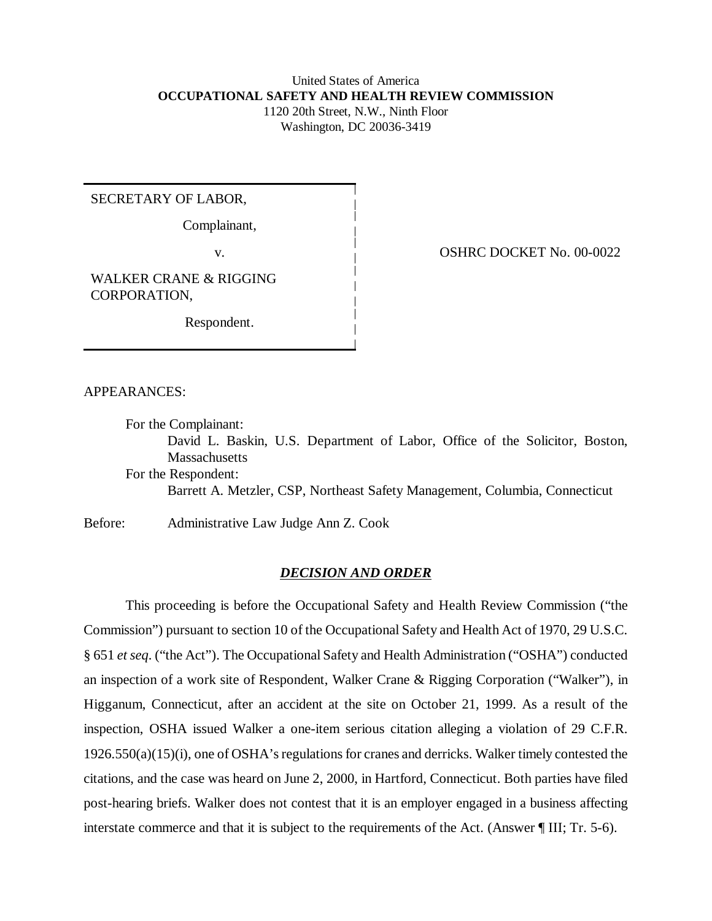United States of America
**OCCUPATIONAL SAFETY AND HEALTH REVIEW COMMISSION**
1120 20th Street, N.W., Ninth Floor
Washington, DC 20036-3419

| | |
|---|---|
| SECRETARY OF LABOR,<br><br>Complainant,<br><br>v.<br><br>WALKER CRANE & RIGGING CORPORATION,<br><br>Respondent. | OSHRC DOCKET No. 00-0022 |

APPEARANCES:

For the Complainant:
David L. Baskin, U.S. Department of Labor, Office of the Solicitor, Boston, Massachusetts

For the Respondent:
Barrett A. Metzler, CSP, Northeast Safety Management, Columbia, Connecticut

Before: Administrative Law Judge Ann Z. Cook

## ***DECISION AND ORDER***

This proceeding is before the Occupational Safety and Health Review Commission ("the Commission") pursuant to section 10 of the Occupational Safety and Health Act of 1970, 29 U.S.C. § 651 *et seq*. ("the Act"). The Occupational Safety and Health Administration ("OSHA") conducted an inspection of a work site of Respondent, Walker Crane & Rigging Corporation ("Walker"), in Higganum, Connecticut, after an accident at the site on October 21, 1999. As a result of the inspection, OSHA issued Walker a one-item serious citation alleging a violation of 29 C.F.R. 1926.550(a)(15)(i), one of OSHA's regulations for cranes and derricks. Walker timely contested the citations, and the case was heard on June 2, 2000, in Hartford, Connecticut. Both parties have filed post-hearing briefs. Walker does not contest that it is an employer engaged in a business affecting interstate commerce and that it is subject to the requirements of the Act. (Answer ¶ III; Tr. 5-6).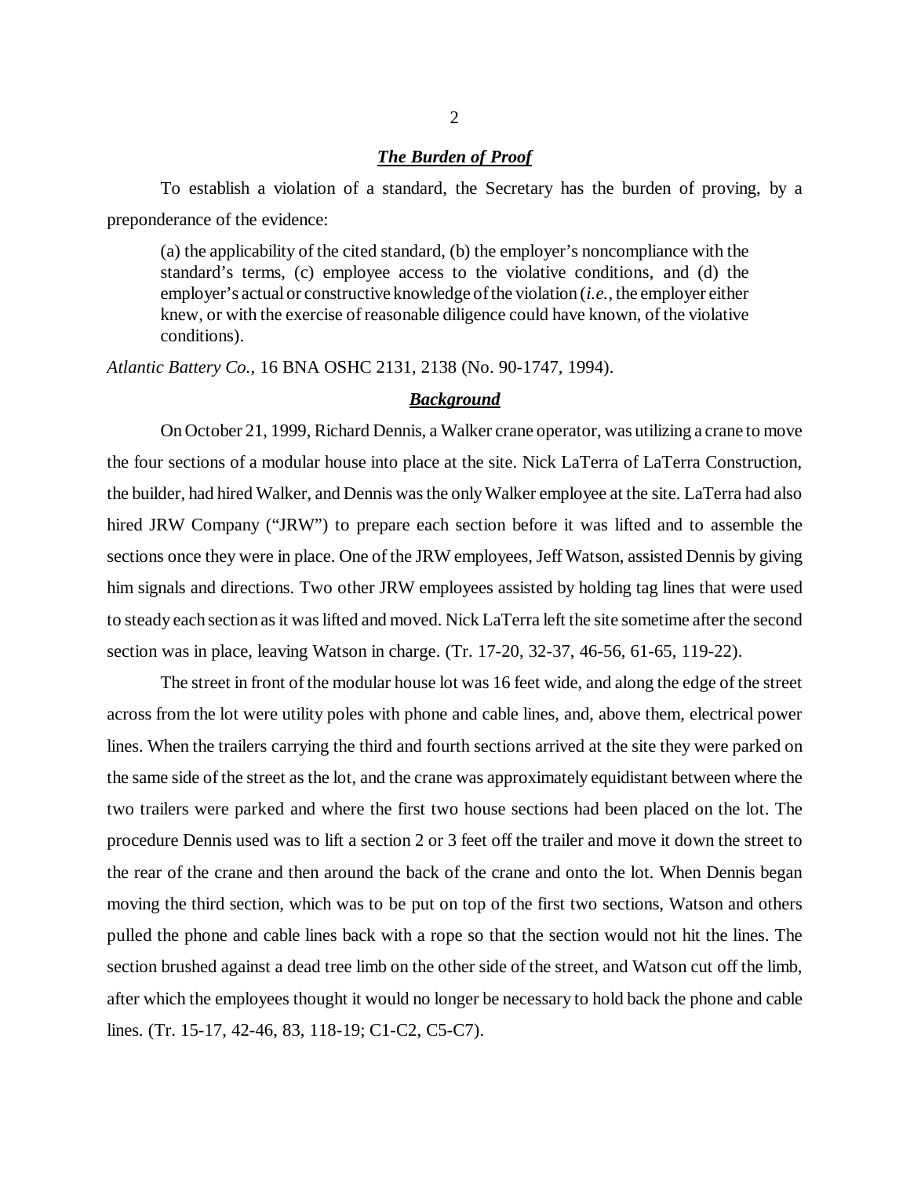### ***The Burden of Proof***

To establish a violation of a standard, the Secretary has the burden of proving, by a preponderance of the evidence:

> (a) the applicability of the cited standard, (b) the employer's noncompliance with the standard's terms, (c) employee access to the violative conditions, and (d) the employer's actual or constructive knowledge of the violation (*i.e.*, the employer either knew, or with the exercise of reasonable diligence could have known, of the violative conditions).

*Atlantic Battery Co.*, 16 BNA OSHC 2131, 2138 (No. 90-1747, 1994).

### ***Background***

On October 21, 1999, Richard Dennis, a Walker crane operator, was utilizing a crane to move the four sections of a modular house into place at the site. Nick LaTerra of LaTerra Construction, the builder, had hired Walker, and Dennis was the only Walker employee at the site. LaTerra had also hired JRW Company ("JRW") to prepare each section before it was lifted and to assemble the sections once they were in place. One of the JRW employees, Jeff Watson, assisted Dennis by giving him signals and directions. Two other JRW employees assisted by holding tag lines that were used to steady each section as it was lifted and moved. Nick LaTerra left the site sometime after the second section was in place, leaving Watson in charge. (Tr. 17-20, 32-37, 46-56, 61-65, 119-22).

The street in front of the modular house lot was 16 feet wide, and along the edge of the street across from the lot were utility poles with phone and cable lines, and, above them, electrical power lines. When the trailers carrying the third and fourth sections arrived at the site they were parked on the same side of the street as the lot, and the crane was approximately equidistant between where the two trailers were parked and where the first two house sections had been placed on the lot. The procedure Dennis used was to lift a section 2 or 3 feet off the trailer and move it down the street to the rear of the crane and then around the back of the crane and onto the lot. When Dennis began moving the third section, which was to be put on top of the first two sections, Watson and others pulled the phone and cable lines back with a rope so that the section would not hit the lines. The section brushed against a dead tree limb on the other side of the street, and Watson cut off the limb, after which the employees thought it would no longer be necessary to hold back the phone and cable lines. (Tr. 15-17, 42-46, 83, 118-19; C1-C2, C5-C7).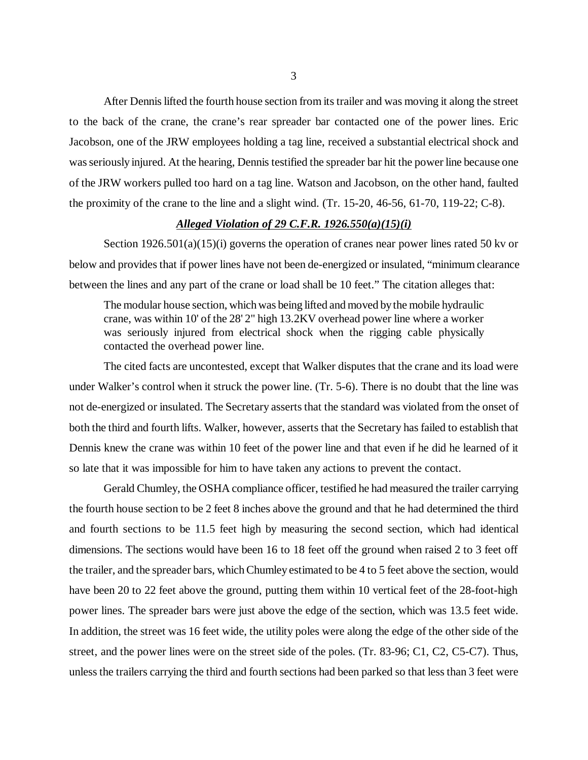After Dennis lifted the fourth house section from its trailer and was moving it along the street to the back of the crane, the crane's rear spreader bar contacted one of the power lines. Eric Jacobson, one of the JRW employees holding a tag line, received a substantial electrical shock and was seriously injured. At the hearing, Dennis testified the spreader bar hit the power line because one of the JRW workers pulled too hard on a tag line. Watson and Jacobson, on the other hand, faulted the proximity of the crane to the line and a slight wind. (Tr. 15-20, 46-56, 61-70, 119-22; C-8).

***Alleged Violation of 29 C.F.R. 1926.550(a)(15)(i)***

Section 1926.501(a)(15)(i) governs the operation of cranes near power lines rated 50 kv or below and provides that if power lines have not been de-energized or insulated, "minimum clearance between the lines and any part of the crane or load shall be 10 feet." The citation alleges that:

> The modular house section, which was being lifted and moved by the mobile hydraulic crane, was within 10' of the 28' 2" high 13.2KV overhead power line where a worker was seriously injured from electrical shock when the rigging cable physically contacted the overhead power line.

The cited facts are uncontested, except that Walker disputes that the crane and its load were under Walker's control when it struck the power line. (Tr. 5-6). There is no doubt that the line was not de-energized or insulated. The Secretary asserts that the standard was violated from the onset of both the third and fourth lifts. Walker, however, asserts that the Secretary has failed to establish that Dennis knew the crane was within 10 feet of the power line and that even if he did he learned of it so late that it was impossible for him to have taken any actions to prevent the contact.

Gerald Chumley, the OSHA compliance officer, testified he had measured the trailer carrying the fourth house section to be 2 feet 8 inches above the ground and that he had determined the third and fourth sections to be 11.5 feet high by measuring the second section, which had identical dimensions. The sections would have been 16 to 18 feet off the ground when raised 2 to 3 feet off the trailer, and the spreader bars, which Chumley estimated to be 4 to 5 feet above the section, would have been 20 to 22 feet above the ground, putting them within 10 vertical feet of the 28-foot-high power lines. The spreader bars were just above the edge of the section, which was 13.5 feet wide. In addition, the street was 16 feet wide, the utility poles were along the edge of the other side of the street, and the power lines were on the street side of the poles. (Tr. 83-96; C1, C2, C5-C7). Thus, unless the trailers carrying the third and fourth sections had been parked so that less than 3 feet were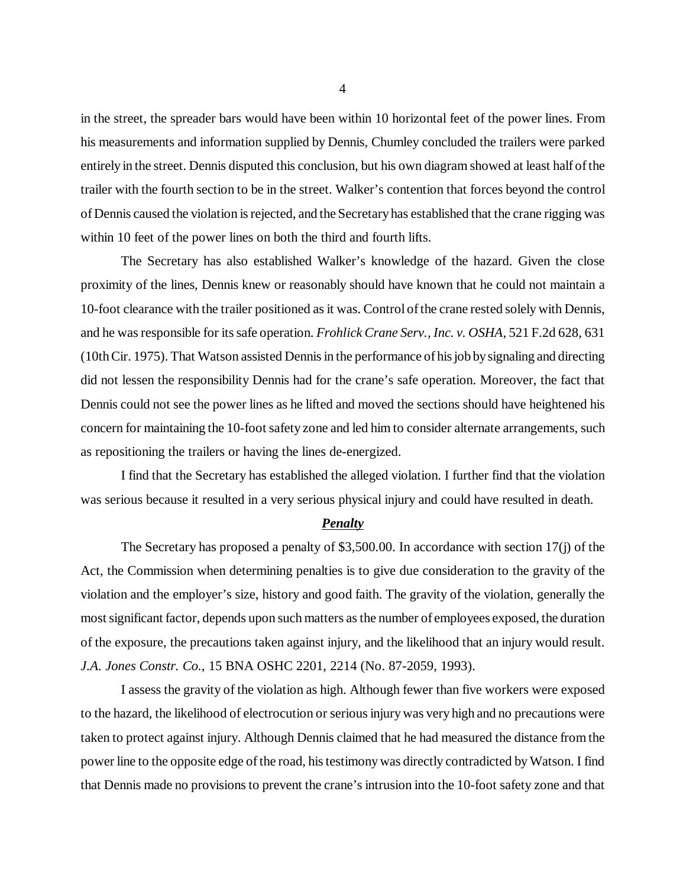in the street, the spreader bars would have been within 10 horizontal feet of the power lines. From his measurements and information supplied by Dennis, Chumley concluded the trailers were parked entirely in the street. Dennis disputed this conclusion, but his own diagram showed at least half of the trailer with the fourth section to be in the street. Walker's contention that forces beyond the control of Dennis caused the violation is rejected, and the Secretary has established that the crane rigging was within 10 feet of the power lines on both the third and fourth lifts.

The Secretary has also established Walker's knowledge of the hazard. Given the close proximity of the lines, Dennis knew or reasonably should have known that he could not maintain a 10-foot clearance with the trailer positioned as it was. Control of the crane rested solely with Dennis, and he was responsible for its safe operation. *Frohlick Crane Serv., Inc. v. OSHA*, 521 F.2d 628, 631 (10th Cir. 1975). That Watson assisted Dennis in the performance of his job by signaling and directing did not lessen the responsibility Dennis had for the crane's safe operation. Moreover, the fact that Dennis could not see the power lines as he lifted and moved the sections should have heightened his concern for maintaining the 10-foot safety zone and led him to consider alternate arrangements, such as repositioning the trailers or having the lines de-energized.

I find that the Secretary has established the alleged violation. I further find that the violation was serious because it resulted in a very serious physical injury and could have resulted in death.

## ***Penalty***

The Secretary has proposed a penalty of $3,500.00. In accordance with section 17(j) of the Act, the Commission when determining penalties is to give due consideration to the gravity of the violation and the employer's size, history and good faith. The gravity of the violation, generally the most significant factor, depends upon such matters as the number of employees exposed, the duration of the exposure, the precautions taken against injury, and the likelihood that an injury would result. *J.A. Jones Constr. Co.*, 15 BNA OSHC 2201, 2214 (No. 87-2059, 1993).

I assess the gravity of the violation as high. Although fewer than five workers were exposed to the hazard, the likelihood of electrocution or serious injury was very high and no precautions were taken to protect against injury. Although Dennis claimed that he had measured the distance from the power line to the opposite edge of the road, his testimony was directly contradicted by Watson. I find that Dennis made no provisions to prevent the crane's intrusion into the 10-foot safety zone and that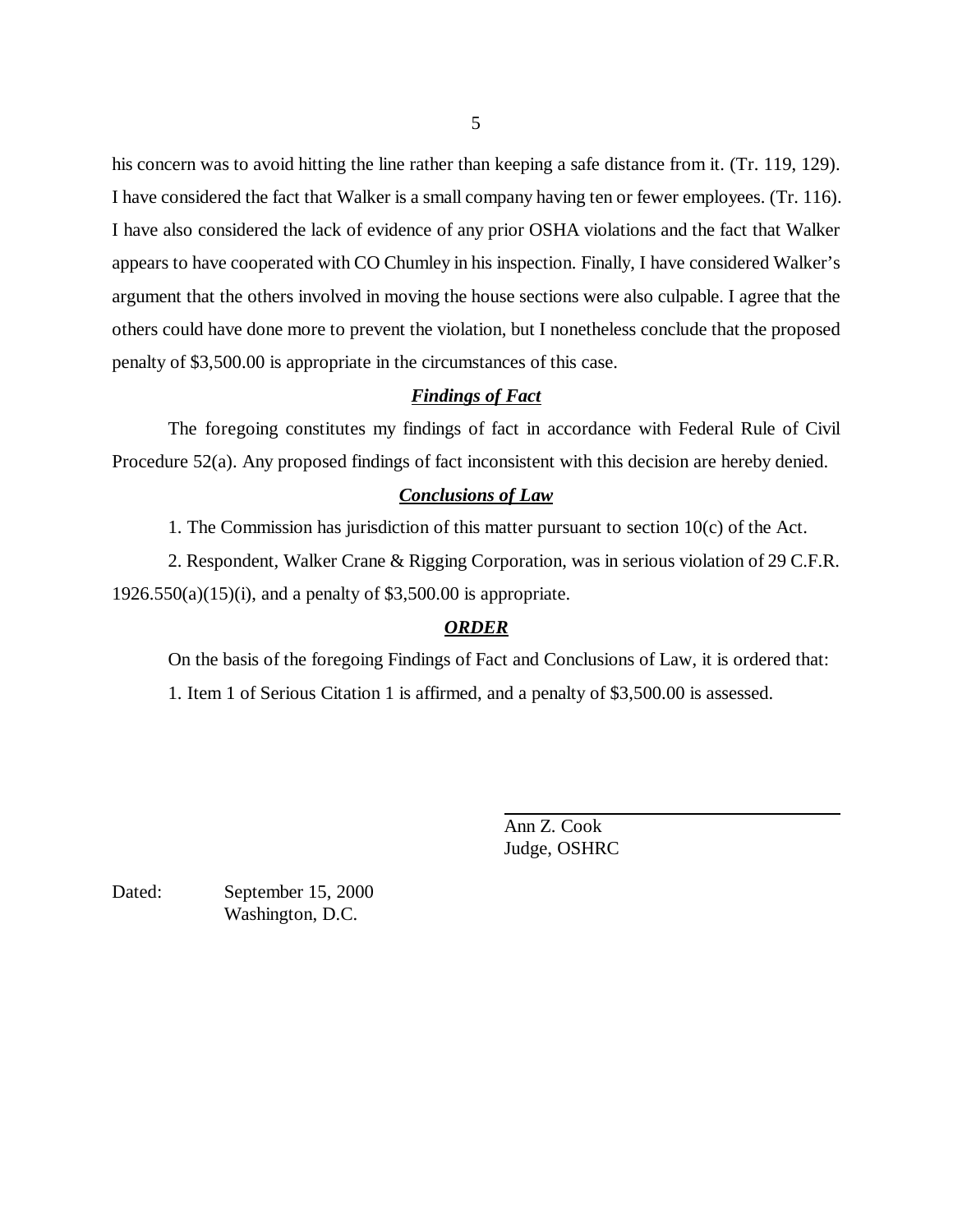his concern was to avoid hitting the line rather than keeping a safe distance from it. (Tr. 119, 129). I have considered the fact that Walker is a small company having ten or fewer employees. (Tr. 116). I have also considered the lack of evidence of any prior OSHA violations and the fact that Walker appears to have cooperated with CO Chumley in his inspection. Finally, I have considered Walker's argument that the others involved in moving the house sections were also culpable. I agree that the others could have done more to prevent the violation, but I nonetheless conclude that the proposed penalty of $3,500.00 is appropriate in the circumstances of this case.

## ***Findings of Fact***

The foregoing constitutes my findings of fact in accordance with Federal Rule of Civil Procedure 52(a). Any proposed findings of fact inconsistent with this decision are hereby denied.

## ***Conclusions of Law***

1. The Commission has jurisdiction of this matter pursuant to section 10(c) of the Act.

2. Respondent, Walker Crane & Rigging Corporation, was in serious violation of 29 C.F.R. 1926.550(a)(15)(i), and a penalty of $3,500.00 is appropriate.

## ***ORDER***

On the basis of the foregoing Findings of Fact and Conclusions of Law, it is ordered that:

1. Item 1 of Serious Citation 1 is affirmed, and a penalty of $3,500.00 is assessed.

Ann Z. Cook
Judge, OSHRC

Dated: September 15, 2000
Washington, D.C.